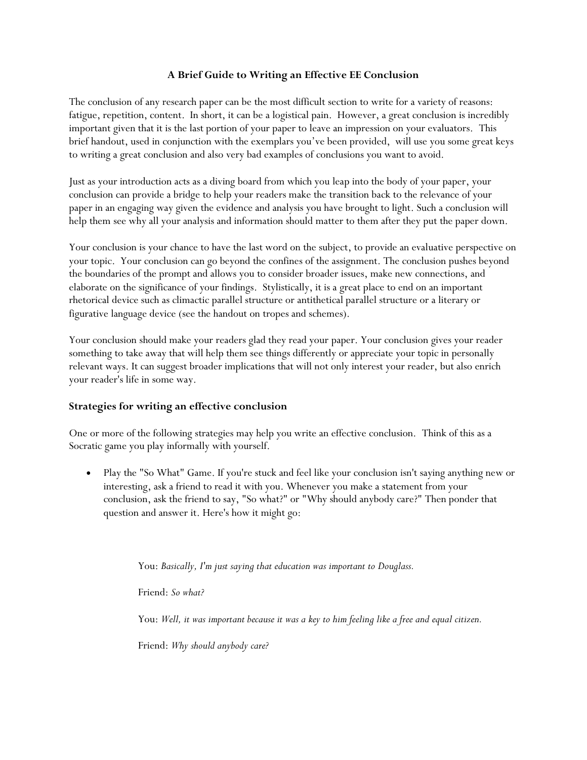# A Brief Guide to Writing an Effective EE Conclusion

The conclusion of any research paper can be the most difficult section to write for a variety of reasons: fatigue, repetition, content. In short, it can be a logistical pain. However, a great conclusion is incredibly important given that it is the last portion of your paper to leave an impression on your evaluators. This brief handout, used in conjunction with the exemplars you've been provided, will use you some great keys to writing a great conclusion and also very bad examples of conclusions you want to avoid.

Just as your introduction acts as a diving board from which you leap into the body of your paper, your conclusion can provide a bridge to help your readers make the transition back to the relevance of your paper in an engaging way given the evidence and analysis you have brought to light. Such a conclusion will help them see why all your analysis and information should matter to them after they put the paper down.

Your conclusion is your chance to have the last word on the subject, to provide an evaluative perspective on your topic. Your conclusion can go beyond the confines of the assignment. The conclusion pushes beyond the boundaries of the prompt and allows you to consider broader issues, make new connections, and elaborate on the significance of your findings. Stylistically, it is a great place to end on an important rhetorical device such as climactic parallel structure or antithetical parallel structure or a literary or figurative language device (see the handout on tropes and schemes).

Your conclusion should make your readers glad they read your paper. Your conclusion gives your reader something to take away that will help them see things differently or appreciate your topic in personally relevant ways. It can suggest broader implications that will not only interest your reader, but also enrich your reader's life in some way.

### Strategies for writing an effective conclusion

One or more of the following strategies may help you write an effective conclusion. Think of this as a Socratic game you play informally with yourself.

- Play the "So What" Game. If you're stuck and feel like your conclusion isn't saying anything new or interesting, ask a friend to read it with you. Whenever you make a statement from your conclusion, ask the friend to say, "So what?" or "Why should anybody care?" Then ponder that question and answer it. Here's how it might go:

> You: *Basically, I'm just saying that education was important to Douglass.*
>
> Friend: *So what?*
>
> You: *Well, it was important because it was a key to him feeling like a free and equal citizen.*
>
> Friend: *Why should anybody care?*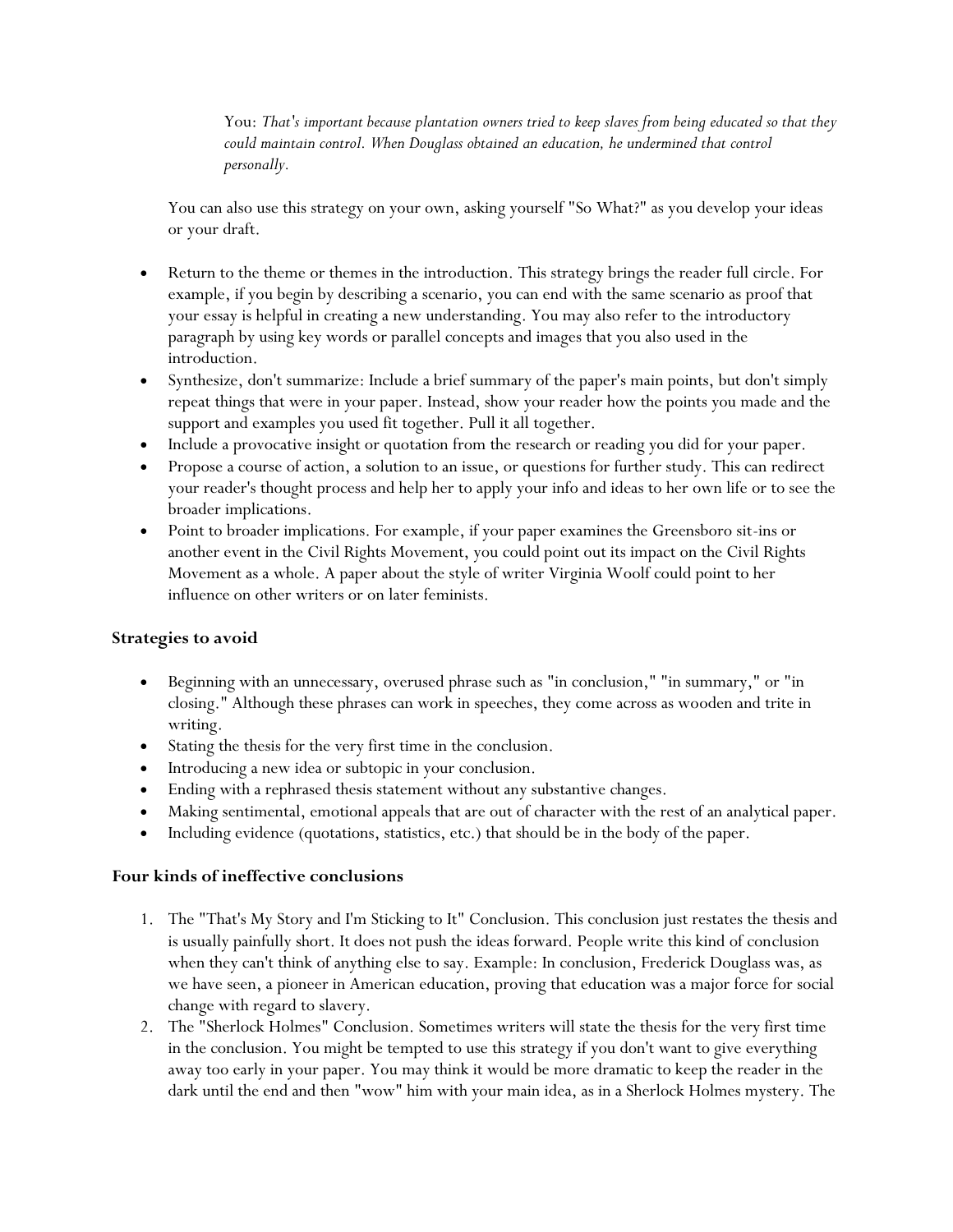You: *That's important because plantation owners tried to keep slaves from being educated so that they could maintain control. When Douglass obtained an education, he undermined that control personally.*

You can also use this strategy on your own, asking yourself "So What?" as you develop your ideas or your draft.

- Return to the theme or themes in the introduction. This strategy brings the reader full circle. For example, if you begin by describing a scenario, you can end with the same scenario as proof that your essay is helpful in creating a new understanding. You may also refer to the introductory paragraph by using key words or parallel concepts and images that you also used in the introduction.
- Synthesize, don't summarize: Include a brief summary of the paper's main points, but don't simply repeat things that were in your paper. Instead, show your reader how the points you made and the support and examples you used fit together. Pull it all together.
- Include a provocative insight or quotation from the research or reading you did for your paper.
- Propose a course of action, a solution to an issue, or questions for further study. This can redirect your reader's thought process and help her to apply your info and ideas to her own life or to see the broader implications.
- Point to broader implications. For example, if your paper examines the Greensboro sit-ins or another event in the Civil Rights Movement, you could point out its impact on the Civil Rights Movement as a whole. A paper about the style of writer Virginia Woolf could point to her influence on other writers or on later feminists.

### Strategies to avoid

- Beginning with an unnecessary, overused phrase such as "in conclusion," "in summary," or "in closing." Although these phrases can work in speeches, they come across as wooden and trite in writing.
- Stating the thesis for the very first time in the conclusion.
- Introducing a new idea or subtopic in your conclusion.
- Ending with a rephrased thesis statement without any substantive changes.
- Making sentimental, emotional appeals that are out of character with the rest of an analytical paper.
- Including evidence (quotations, statistics, etc.) that should be in the body of the paper.

### Four kinds of ineffective conclusions

1. The "That's My Story and I'm Sticking to It" Conclusion. This conclusion just restates the thesis and is usually painfully short. It does not push the ideas forward. People write this kind of conclusion when they can't think of anything else to say. Example: In conclusion, Frederick Douglass was, as we have seen, a pioneer in American education, proving that education was a major force for social change with regard to slavery.
2. The "Sherlock Holmes" Conclusion. Sometimes writers will state the thesis for the very first time in the conclusion. You might be tempted to use this strategy if you don't want to give everything away too early in your paper. You may think it would be more dramatic to keep the reader in the dark until the end and then "wow" him with your main idea, as in a Sherlock Holmes mystery. The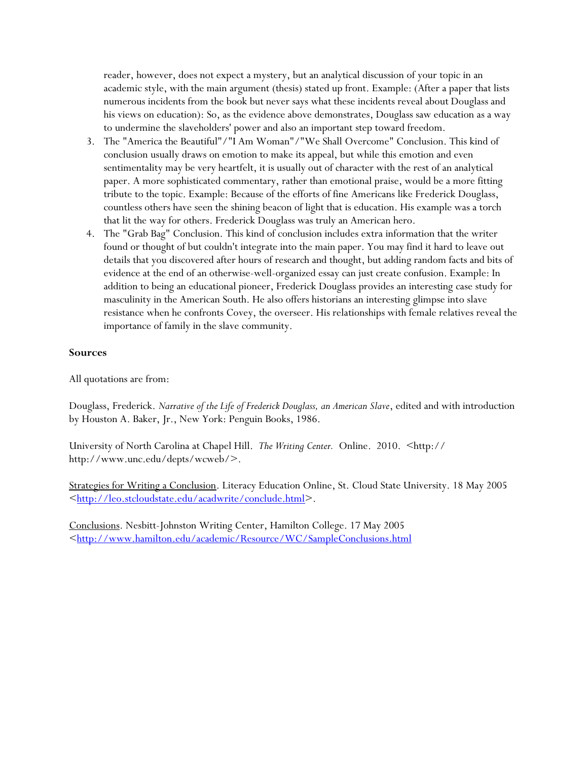reader, however, does not expect a mystery, but an analytical discussion of your topic in an academic style, with the main argument (thesis) stated up front. Example: (After a paper that lists numerous incidents from the book but never says what these incidents reveal about Douglass and his views on education): So, as the evidence above demonstrates, Douglass saw education as a way to undermine the slaveholders' power and also an important step toward freedom.

3. The "America the Beautiful"/"I Am Woman"/"We Shall Overcome" Conclusion. This kind of conclusion usually draws on emotion to make its appeal, but while this emotion and even sentimentality may be very heartfelt, it is usually out of character with the rest of an analytical paper. A more sophisticated commentary, rather than emotional praise, would be a more fitting tribute to the topic. Example: Because of the efforts of fine Americans like Frederick Douglass, countless others have seen the shining beacon of light that is education. His example was a torch that lit the way for others. Frederick Douglass was truly an American hero.
4. The "Grab Bag" Conclusion. This kind of conclusion includes extra information that the writer found or thought of but couldn't integrate into the main paper. You may find it hard to leave out details that you discovered after hours of research and thought, but adding random facts and bits of evidence at the end of an otherwise-well-organized essay can just create confusion. Example: In addition to being an educational pioneer, Frederick Douglass provides an interesting case study for masculinity in the American South. He also offers historians an interesting glimpse into slave resistance when he confronts Covey, the overseer. His relationships with female relatives reveal the importance of family in the slave community.

**Sources**

All quotations are from:

Douglass, Frederick. *Narrative of the Life of Frederick Douglass, an American Slave*, edited and with introduction by Houston A. Baker, Jr., New York: Penguin Books, 1986.

University of North Carolina at Chapel Hill. *The Writing Center.* Online. 2010. <http:// http://www.unc.edu/depts/wcweb/>.

Strategies for Writing a Conclusion. Literacy Education Online, St. Cloud State University. 18 May 2005 <http://leo.stcloudstate.edu/acadwrite/conclude.html>.

Conclusions. Nesbitt-Johnston Writing Center, Hamilton College. 17 May 2005 <http://www.hamilton.edu/academic/Resource/WC/SampleConclusions.html